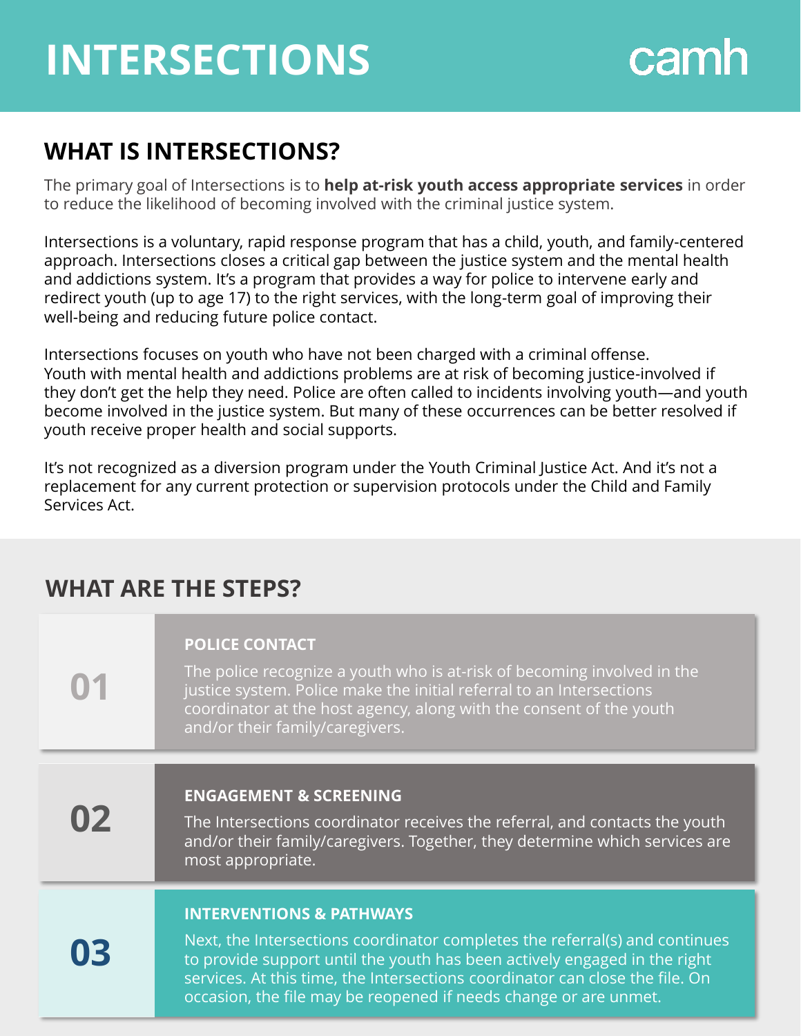# INTERSECTIONS

camh

## WHAT IS INTERSECTIONS?

The primary goal of Intersections is to **help at-risk youth access appropriate services** in order to reduce the likelihood of becoming involved with the criminal justice system.

Intersections is a voluntary, rapid response program that has a child, youth, and family-centered approach. Intersections closes a critical gap between the justice system and the mental health and addictions system. It's a program that provides a way for police to intervene early and redirect youth (up to age 17) to the right services, with the long-term goal of improving their well-being and reducing future police contact.

Intersections focuses on youth who have not been charged with a criminal offense. Youth with mental health and addictions problems are at risk of becoming justice-involved if they don't get the help they need. Police are often called to incidents involving youth—and youth become involved in the justice system. But many of these occurrences can be better resolved if youth receive proper health and social supports.

It's not recognized as a diversion program under the Youth Criminal Justice Act. And it's not a replacement for any current protection or supervision protocols under the Child and Family Services Act.

## WHAT ARE THE STEPS?

**01**

### POLICE CONTACT

The police recognize a youth who is at-risk of becoming involved in the justice system. Police make the initial referral to an Intersections coordinator at the host agency, along with the consent of the youth and/or their family/caregivers.

**02**

### ENGAGEMENT & SCREENING

The Intersections coordinator receives the referral, and contacts the youth and/or their family/caregivers. Together, they determine which services are most appropriate.

**03**

### INTERVENTIONS & PATHWAYS

Next, the Intersections coordinator completes the referral(s) and continues to provide support until the youth has been actively engaged in the right services. At this time, the Intersections coordinator can close the file. On occasion, the file may be reopened if needs change or are unmet.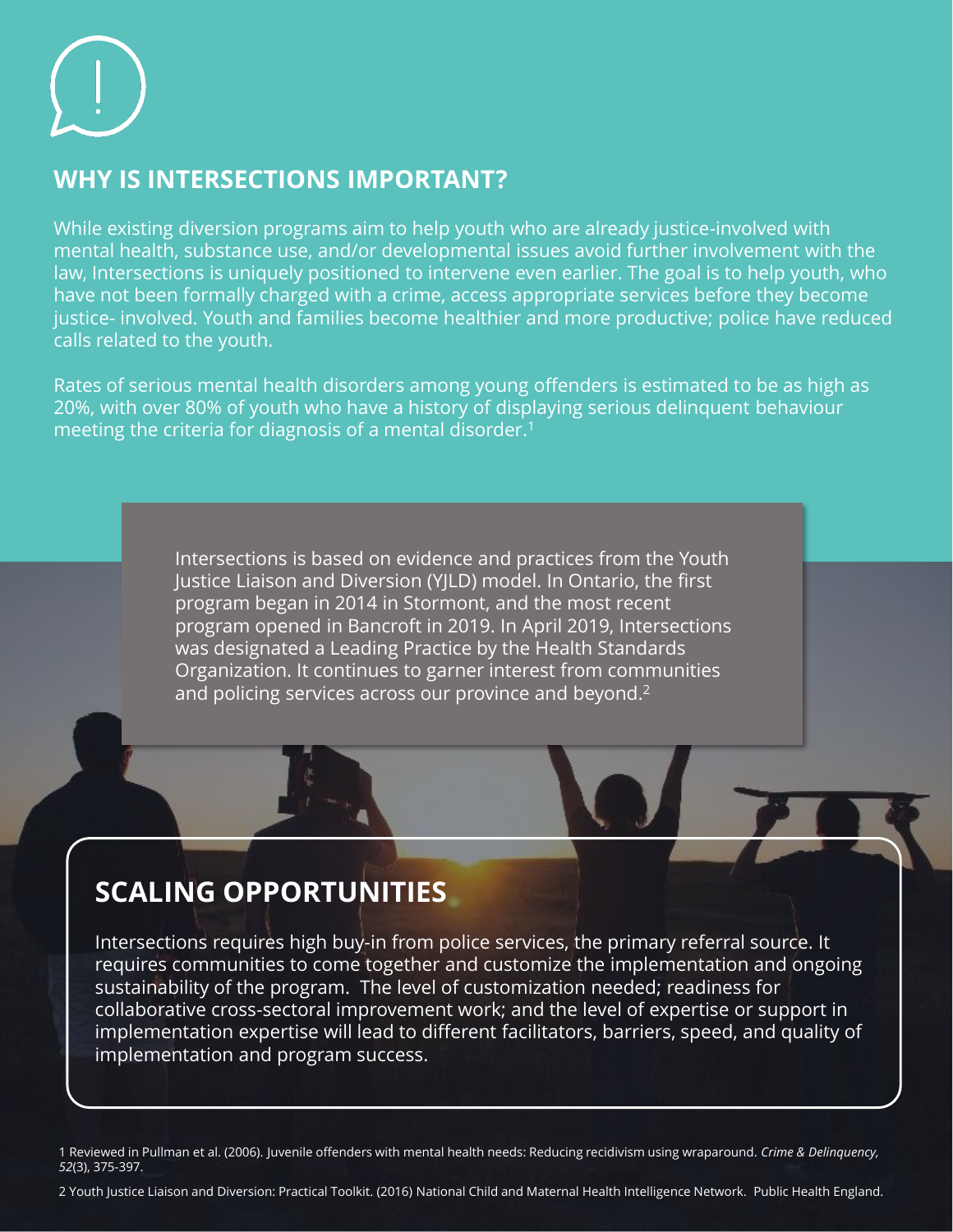## WHY IS INTERSECTIONS IMPORTANT?

While existing diversion programs aim to help youth who are already justice-involved with mental health, substance use, and/or developmental issues avoid further involvement with the law, Intersections is uniquely positioned to intervene even earlier. The goal is to help youth, who have not been formally charged with a crime, access appropriate services before they become justice- involved. Youth and families become healthier and more productive; police have reduced calls related to the youth.

Rates of serious mental health disorders among young offenders is estimated to be as high as 20%, with over 80% of youth who have a history of displaying serious delinquent behaviour meeting the criteria for diagnosis of a mental disorder.[1]

Intersections is based on evidence and practices from the Youth Justice Liaison and Diversion (YJLD) model. In Ontario, the first program began in 2014 in Stormont, and the most recent program opened in Bancroft in 2019. In April 2019, Intersections was designated a Leading Practice by the Health Standards Organization. It continues to garner interest from communities and policing services across our province and beyond.[2]

## SCALING OPPORTUNITIES

Intersections requires high buy-in from police services, the primary referral source. It requires communities to come together and customize the implementation and ongoing sustainability of the program. The level of customization needed; readiness for collaborative cross-sectoral improvement work; and the level of expertise or support in implementation expertise will lead to different facilitators, barriers, speed, and quality of implementation and program success.

1 Reviewed in Pullman et al. (2006). Juvenile offenders with mental health needs: Reducing recidivism using wraparound. *Crime & Delinquency, 52*(3), 375-397.

2 Youth Justice Liaison and Diversion: Practical Toolkit. (2016) National Child and Maternal Health Intelligence Network. Public Health England.